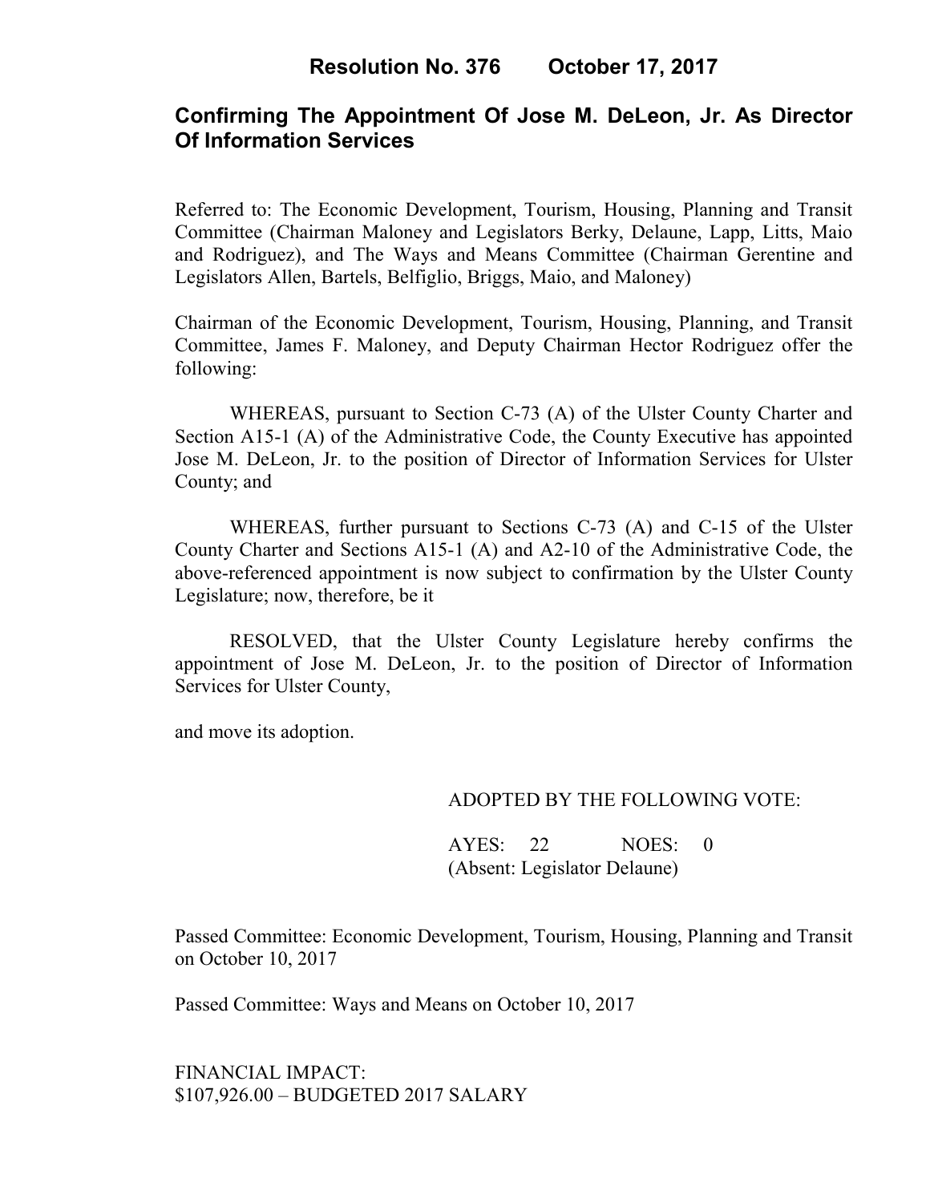# Resolution No. 376 October 17, 2017

## Confirming The Appointment Of Jose M. DeLeon, Jr. As Director Of Information Services

Referred to: The Economic Development, Tourism, Housing, Planning and Transit Committee (Chairman Maloney and Legislators Berky, Delaune, Lapp, Litts, Maio and Rodriguez), and The Ways and Means Committee (Chairman Gerentine and Legislators Allen, Bartels, Belfiglio, Briggs, Maio, and Maloney)

Chairman of the Economic Development, Tourism, Housing, Planning, and Transit Committee, James F. Maloney, and Deputy Chairman Hector Rodriguez offer the following:

WHEREAS, pursuant to Section C-73 (A) of the Ulster County Charter and Section A15-1 (A) of the Administrative Code, the County Executive has appointed Jose M. DeLeon, Jr. to the position of Director of Information Services for Ulster County; and

WHEREAS, further pursuant to Sections C-73 (A) and C-15 of the Ulster County Charter and Sections A15-1 (A) and A2-10 of the Administrative Code, the above-referenced appointment is now subject to confirmation by the Ulster County Legislature; now, therefore, be it

RESOLVED, that the Ulster County Legislature hereby confirms the appointment of Jose M. DeLeon, Jr. to the position of Director of Information Services for Ulster County,

and move its adoption.

ADOPTED BY THE FOLLOWING VOTE:

AYES: 22 NOES: 0
(Absent: Legislator Delaune)

Passed Committee: Economic Development, Tourism, Housing, Planning and Transit on October 10, 2017

Passed Committee: Ways and Means on October 10, 2017

FINANCIAL IMPACT:
$107,926.00 – BUDGETED 2017 SALARY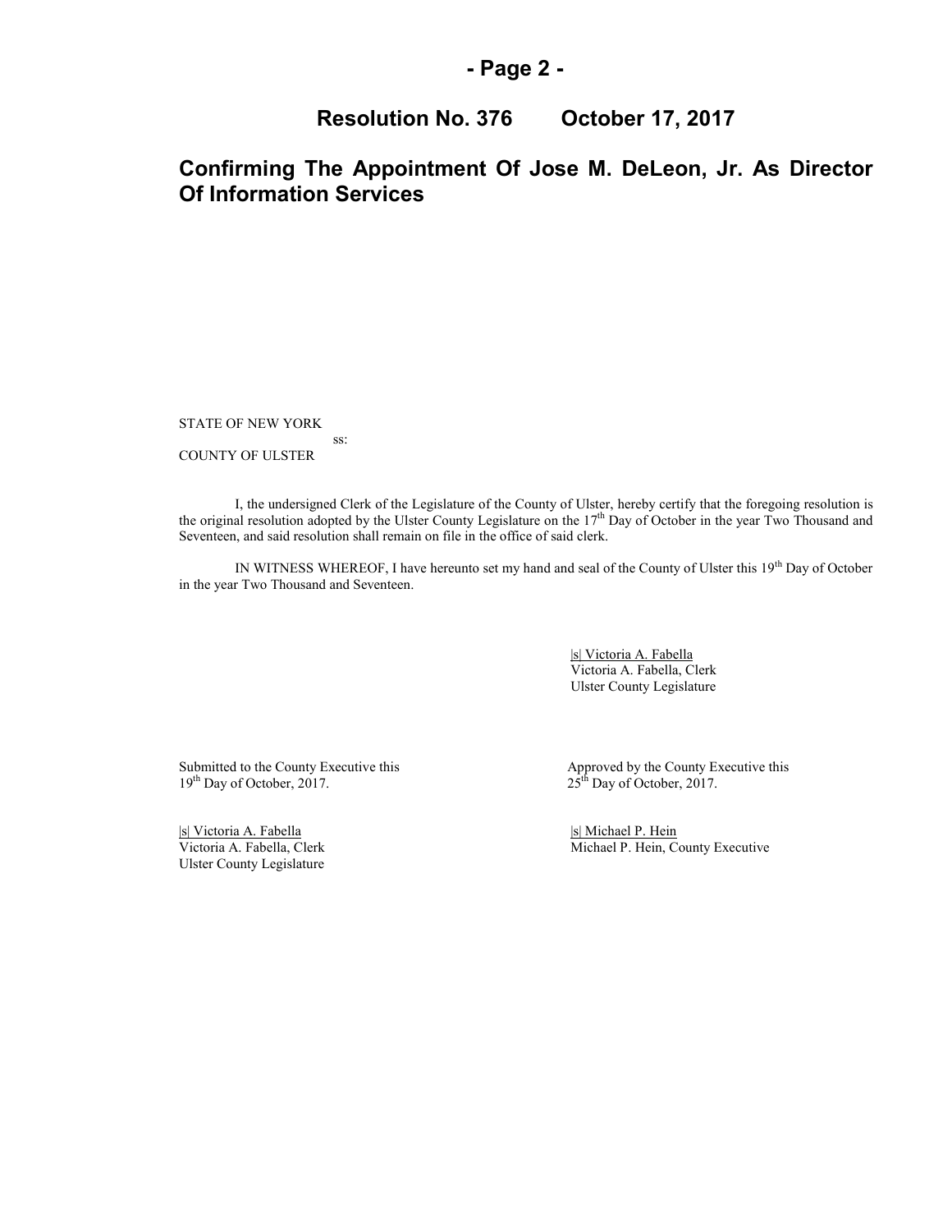## Resolution No. 376 October 17, 2017

## Confirming The Appointment Of Jose M. DeLeon, Jr. As Director Of Information Services

STATE OF NEW YORK
ss:
COUNTY OF ULSTER

I, the undersigned Clerk of the Legislature of the County of Ulster, hereby certify that the foregoing resolution is the original resolution adopted by the Ulster County Legislature on the 17th Day of October in the year Two Thousand and Seventeen, and said resolution shall remain on file in the office of said clerk.

IN WITNESS WHEREOF, I have hereunto set my hand and seal of the County of Ulster this 19th Day of October in the year Two Thousand and Seventeen.

|s| Victoria A. Fabella
Victoria A. Fabella, Clerk
Ulster County Legislature

Submitted to the County Executive this 19th Day of October, 2017.

|s| Victoria A. Fabella
Victoria A. Fabella, Clerk
Ulster County Legislature

Approved by the County Executive this 25th Day of October, 2017.

|s| Michael P. Hein
Michael P. Hein, County Executive